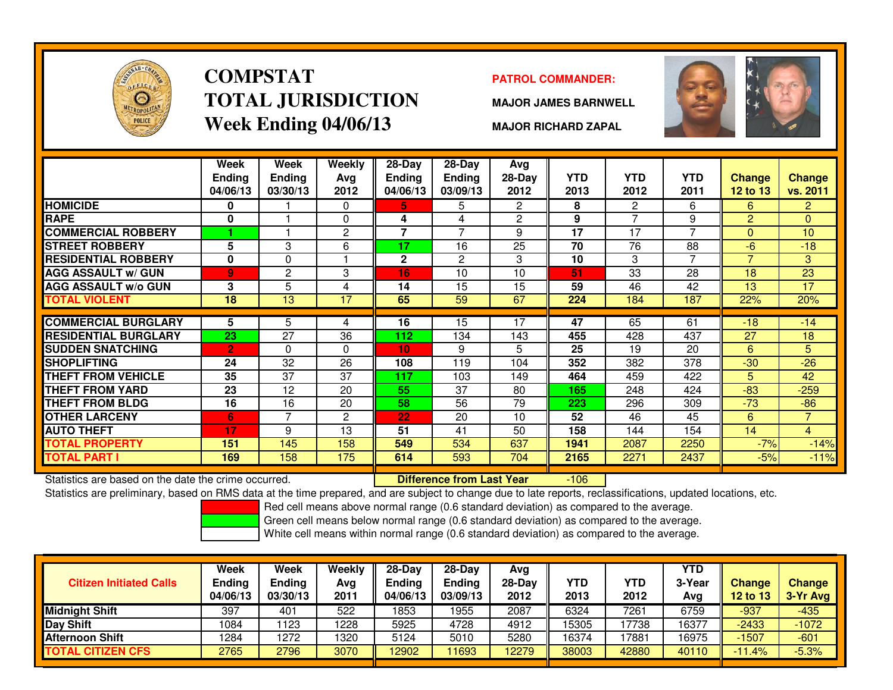# COMPSTAT
# TOTAL JURISDICTION
## Week Ending 04/06/13

**PATROL COMMANDER:**

**MAJOR JAMES BARNWELL**

**MAJOR RICHARD ZAPAL**

| | Week Ending 04/06/13 | Week Ending 03/30/13 | Weekly Avg 2012 | 28-Day Ending 04/06/13 | 28-Day Ending 03/09/13 | Avg 28-Day 2012 | YTD 2013 | YTD 2012 | YTD 2011 | Change 12 to 13 | Change vs. 2011 |
|---|---|---|---|---|---|---|---|---|---|---|---|
| HOMICIDE | 0 | 1 | 0 | 5 | 5 | 2 | 8 | 2 | 6 | 6 | 2 |
| RAPE | 0 | 1 | 0 | 4 | 4 | 2 | 9 | 7 | 9 | 2 | 0 |
| COMMERCIAL ROBBERY | 1 | 1 | 2 | 7 | 7 | 9 | 17 | 17 | 7 | 0 | 10 |
| STREET ROBBERY | 5 | 3 | 6 | 17 | 16 | 25 | 70 | 76 | 88 | -6 | -18 |
| RESIDENTIAL ROBBERY | 0 | 0 | 1 | 2 | 2 | 3 | 10 | 3 | 7 | 7 | 3 |
| AGG ASSAULT w/ GUN | 9 | 2 | 3 | 16 | 10 | 10 | 51 | 33 | 28 | 18 | 23 |
| AGG ASSAULT w/o GUN | 3 | 5 | 4 | 14 | 15 | 15 | 59 | 46 | 42 | 13 | 17 |
| TOTAL VIOLENT | 18 | 13 | 17 | 65 | 59 | 67 | 224 | 184 | 187 | 22% | 20% |
| COMMERCIAL BURGLARY | 5 | 5 | 4 | 16 | 15 | 17 | 47 | 65 | 61 | -18 | -14 |
| RESIDENTIAL BURGLARY | 23 | 27 | 36 | 112 | 134 | 143 | 455 | 428 | 437 | 27 | 18 |
| SUDDEN SNATCHING | 2 | 0 | 0 | 10 | 9 | 5 | 25 | 19 | 20 | 6 | 5 |
| SHOPLIFTING | 24 | 32 | 26 | 108 | 119 | 104 | 352 | 382 | 378 | -30 | -26 |
| THEFT FROM VEHICLE | 35 | 37 | 37 | 117 | 103 | 149 | 464 | 459 | 422 | 5 | 42 |
| THEFT FROM YARD | 23 | 12 | 20 | 55 | 37 | 80 | 165 | 248 | 424 | -83 | -259 |
| THEFT FROM BLDG | 16 | 16 | 20 | 58 | 56 | 79 | 223 | 296 | 309 | -73 | -86 |
| OTHER LARCENY | 6 | 7 | 2 | 22 | 20 | 10 | 52 | 46 | 45 | 6 | 7 |
| AUTO THEFT | 17 | 9 | 13 | 51 | 41 | 50 | 158 | 144 | 154 | 14 | 4 |
| TOTAL PROPERTY | 151 | 145 | 158 | 549 | 534 | 637 | 1941 | 2087 | 2250 | -7% | -14% |
| TOTAL PART I | 169 | 158 | 175 | 614 | 593 | 704 | 2165 | 2271 | 2437 | -5% | -11% |

Statistics are based on the date the crime occurred. **Difference from Last Year** -106

Statistics are preliminary, based on RMS data at the time prepared, and are subject to change due to late reports, reclassifications, updated locations, etc.

Red cell means above normal range (0.6 standard deviation) as compared to the average.

Green cell means below normal range (0.6 standard deviation) as compared to the average.

White cell means within normal range (0.6 standard deviation) as compared to the average.

| Citizen Initiated Calls | Week Ending 04/06/13 | Week Ending 03/30/13 | Weekly Avg 2011 | 28-Day Ending 04/06/13 | 28-Day Ending 03/09/13 | Avg 28-Day 2012 | YTD 2013 | YTD 2012 | YTD 3-Year Avg | Change 12 to 13 | Change 3-Yr Avg |
|---|---|---|---|---|---|---|---|---|---|---|---|
| Midnight Shift | 397 | 401 | 522 | 1853 | 1955 | 2087 | 6324 | 7261 | 6759 | -937 | -435 |
| Day Shift | 1084 | 1123 | 1228 | 5925 | 4728 | 4912 | 15305 | 17738 | 16377 | -2433 | -1072 |
| Afternoon Shift | 1284 | 1272 | 1320 | 5124 | 5010 | 5280 | 16374 | 17881 | 16975 | -1507 | -601 |
| TOTAL CITIZEN CFS | 2765 | 2796 | 3070 | 12902 | 11693 | 12279 | 38003 | 42880 | 40110 | -11.4% | -5.3% |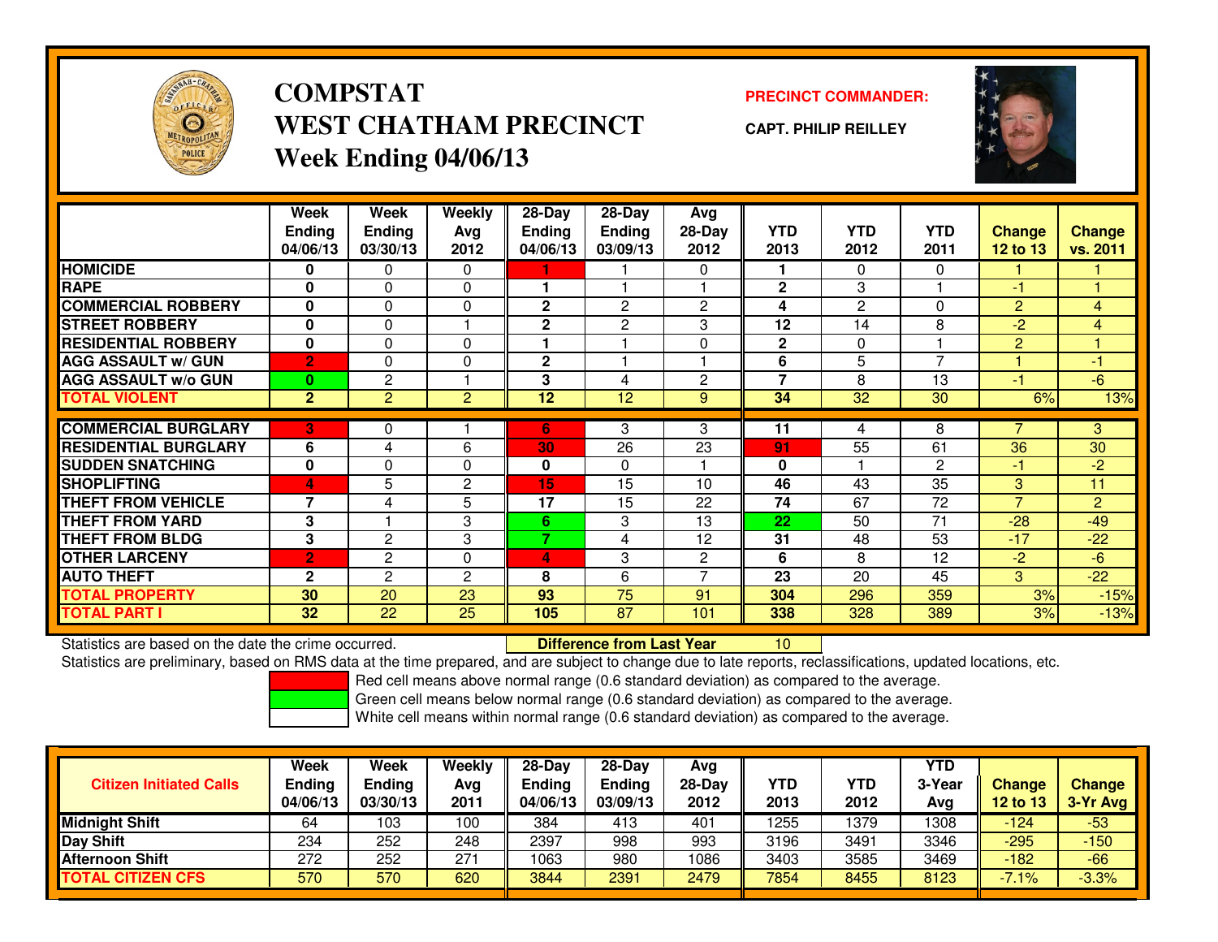# COMPSTAT
## WEST CHATHAM PRECINCT
### Week Ending 04/06/13

**PRECINCT COMMANDER:**

**CAPT. PHILIP REILLEY**

| | Week Ending 04/06/13 | Week Ending 03/30/13 | Weekly Avg 2012 | 28-Day Ending 04/06/13 | 28-Day Ending 03/09/13 | Avg 28-Day 2012 | YTD 2013 | YTD 2012 | YTD 2011 | Change 12 to 13 | Change vs. 2011 |
|---|---|---|---|---|---|---|---|---|---|---|---|
| **HOMICIDE** | 0 | 0 | 0 | 1 | 1 | 0 | 1 | 0 | 0 | 1 | 1 |
| **RAPE** | 0 | 0 | 0 | 1 | 1 | 1 | 2 | 3 | 1 | -1 | 1 |
| **COMMERCIAL ROBBERY** | 0 | 0 | 0 | 2 | 2 | 2 | 4 | 2 | 0 | 2 | 4 |
| **STREET ROBBERY** | 0 | 0 | 1 | 2 | 2 | 3 | 12 | 14 | 8 | -2 | 4 |
| **RESIDENTIAL ROBBERY** | 0 | 0 | 0 | 1 | 1 | 0 | 2 | 0 | 1 | 2 | 1 |
| **AGG ASSAULT w/ GUN** | 2 | 0 | 0 | 2 | 1 | 1 | 6 | 5 | 7 | 1 | -1 |
| **AGG ASSAULT w/o GUN** | 0 | 2 | 1 | 3 | 4 | 2 | 7 | 8 | 13 | -1 | -6 |
| **TOTAL VIOLENT** | 2 | 2 | 2 | 12 | 12 | 9 | 34 | 32 | 30 | 6% | 13% |
| **COMMERCIAL BURGLARY** | 3 | 0 | 1 | 6 | 3 | 3 | 11 | 4 | 8 | 7 | 3 |
| **RESIDENTIAL BURGLARY** | 6 | 4 | 6 | 30 | 26 | 23 | 91 | 55 | 61 | 36 | 30 |
| **SUDDEN SNATCHING** | 0 | 0 | 0 | 0 | 0 | 1 | 0 | 1 | 2 | -1 | -2 |
| **SHOPLIFTING** | 4 | 5 | 2 | 15 | 15 | 10 | 46 | 43 | 35 | 3 | 11 |
| **THEFT FROM VEHICLE** | 7 | 4 | 5 | 17 | 15 | 22 | 74 | 67 | 72 | 7 | 2 |
| **THEFT FROM YARD** | 3 | 1 | 3 | 6 | 3 | 13 | 22 | 50 | 71 | -28 | -49 |
| **THEFT FROM BLDG** | 3 | 2 | 3 | 7 | 4 | 12 | 31 | 48 | 53 | -17 | -22 |
| **OTHER LARCENY** | 2 | 2 | 0 | 4 | 3 | 2 | 6 | 8 | 12 | -2 | -6 |
| **AUTO THEFT** | 2 | 2 | 2 | 8 | 6 | 7 | 23 | 20 | 45 | 3 | -22 |
| **TOTAL PROPERTY** | 30 | 20 | 23 | 93 | 75 | 91 | 304 | 296 | 359 | 3% | -15% |
| **TOTAL PART I** | 32 | 22 | 25 | 105 | 87 | 101 | 338 | 328 | 389 | 3% | -13% |

Statistics are based on the date the crime occurred. **Difference from Last Year** 10

Statistics are preliminary, based on RMS data at the time prepared, and are subject to change due to late reports, reclassifications, updated locations, etc.

Red cell means above normal range (0.6 standard deviation) as compared to the average.
Green cell means below normal range (0.6 standard deviation) as compared to the average.
White cell means within normal range (0.6 standard deviation) as compared to the average.

| Citizen Initiated Calls | Week Ending 04/06/13 | Week Ending 03/30/13 | Weekly Avg 2011 | 28-Day Ending 04/06/13 | 28-Day Ending 03/09/13 | Avg 28-Day 2012 | YTD 2013 | YTD 2012 | YTD 3-Year Avg | Change 12 to 13 | Change 3-Yr Avg |
|---|---|---|---|---|---|---|---|---|---|---|---|
| **Midnight Shift** | 64 | 103 | 100 | 384 | 413 | 401 | 1255 | 1379 | 1308 | -124 | -53 |
| **Day Shift** | 234 | 252 | 248 | 2397 | 998 | 993 | 3196 | 3491 | 3346 | -295 | -150 |
| **Afternoon Shift** | 272 | 252 | 271 | 1063 | 980 | 1086 | 3403 | 3585 | 3469 | -182 | -66 |
| **TOTAL CITIZEN CFS** | 570 | 570 | 620 | 3844 | 2391 | 2479 | 7854 | 8455 | 8123 | -7.1% | -3.3% |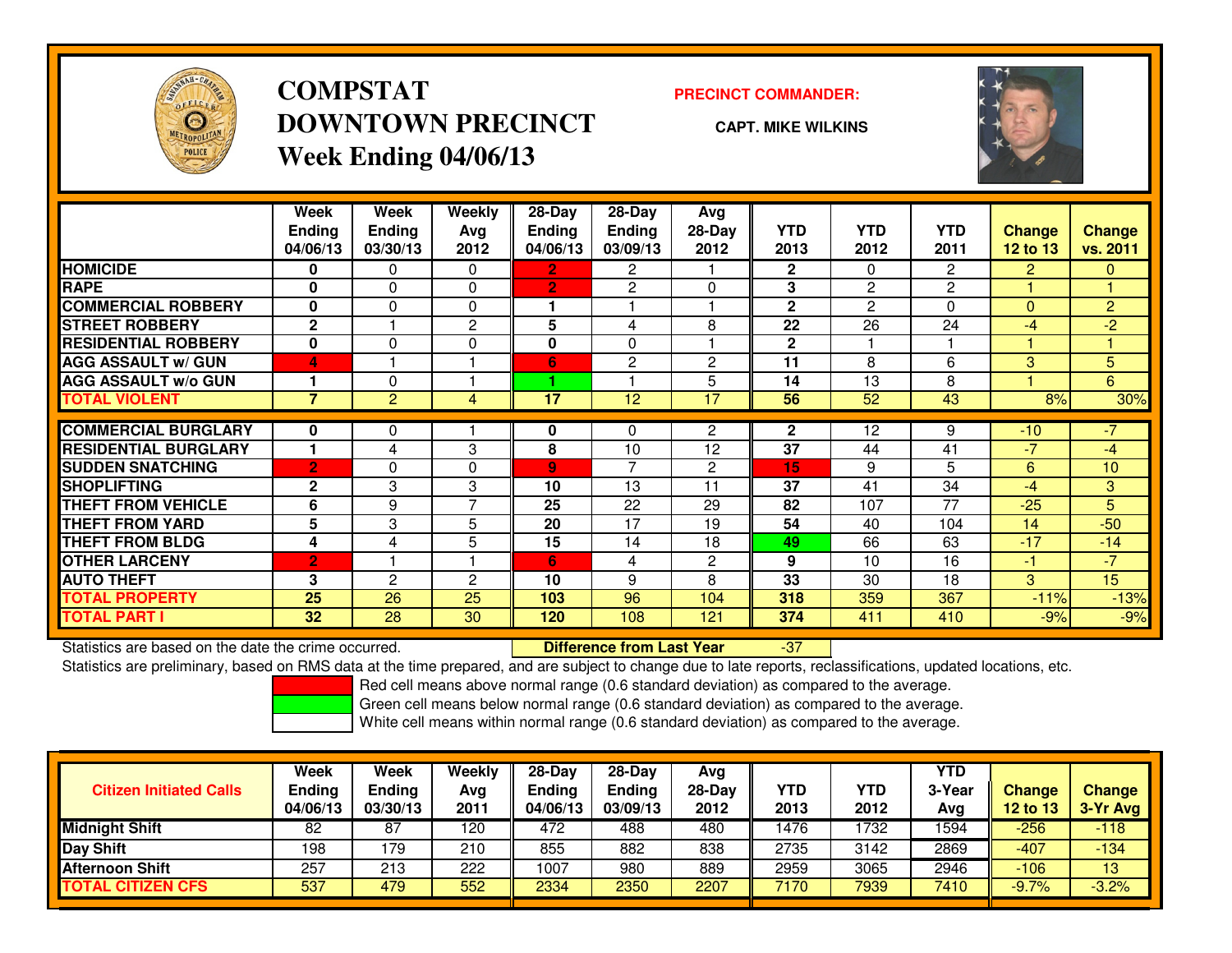# COMPSTAT
# DOWNTOWN PRECINCT
## Week Ending 04/06/13

**PRECINCT COMMANDER:**

**CAPT. MIKE WILKINS**

| | Week Ending 04/06/13 | Week Ending 03/30/13 | Weekly Avg 2012 | 28-Day Ending 04/06/13 | 28-Day Ending 03/09/13 | Avg 28-Day 2012 | YTD 2013 | YTD 2012 | YTD 2011 | Change 12 to 13 | Change vs. 2011 |
|---|---|---|---|---|---|---|---|---|---|---|---|
| HOMICIDE | 0 | 0 | 0 | 2 | 2 | 1 | 2 | 0 | 2 | 2 | 0 |
| RAPE | 0 | 0 | 0 | 2 | 2 | 0 | 3 | 2 | 2 | 1 | 1 |
| COMMERCIAL ROBBERY | 0 | 0 | 0 | 1 | 1 | 1 | 2 | 2 | 0 | 0 | 2 |
| STREET ROBBERY | 2 | 1 | 2 | 5 | 4 | 8 | 22 | 26 | 24 | -4 | -2 |
| RESIDENTIAL ROBBERY | 0 | 0 | 0 | 0 | 0 | 1 | 2 | 1 | 1 | 1 | 1 |
| AGG ASSAULT w/ GUN | 4 | 1 | 1 | 6 | 2 | 2 | 11 | 8 | 6 | 3 | 5 |
| AGG ASSAULT w/o GUN | 1 | 0 | 1 | 1 | 1 | 5 | 14 | 13 | 8 | 1 | 6 |
| TOTAL VIOLENT | 7 | 2 | 4 | 17 | 12 | 17 | 56 | 52 | 43 | 8% | 30% |
| COMMERCIAL BURGLARY | 0 | 0 | 1 | 0 | 0 | 2 | 2 | 12 | 9 | -10 | -7 |
| RESIDENTIAL BURGLARY | 1 | 4 | 3 | 8 | 10 | 12 | 37 | 44 | 41 | -7 | -4 |
| SUDDEN SNATCHING | 2 | 0 | 0 | 9 | 7 | 2 | 15 | 9 | 5 | 6 | 10 |
| SHOPLIFTING | 2 | 3 | 3 | 10 | 13 | 11 | 37 | 41 | 34 | -4 | 3 |
| THEFT FROM VEHICLE | 6 | 9 | 7 | 25 | 22 | 29 | 82 | 107 | 77 | -25 | 5 |
| THEFT FROM YARD | 5 | 3 | 5 | 20 | 17 | 19 | 54 | 40 | 104 | 14 | -50 |
| THEFT FROM BLDG | 4 | 4 | 5 | 15 | 14 | 18 | 49 | 66 | 63 | -17 | -14 |
| OTHER LARCENY | 2 | 1 | 1 | 6 | 4 | 2 | 9 | 10 | 16 | -1 | -7 |
| AUTO THEFT | 3 | 2 | 2 | 10 | 9 | 8 | 33 | 30 | 18 | 3 | 15 |
| TOTAL PROPERTY | 25 | 26 | 25 | 103 | 96 | 104 | 318 | 359 | 367 | -11% | -13% |
| TOTAL PART I | 32 | 28 | 30 | 120 | 108 | 121 | 374 | 411 | 410 | -9% | -9% |

Statistics are based on the date the crime occurred. **Difference from Last Year** -37

Statistics are preliminary, based on RMS data at the time prepared, and are subject to change due to late reports, reclassifications, updated locations, etc.

Red cell means above normal range (0.6 standard deviation) as compared to the average.
Green cell means below normal range (0.6 standard deviation) as compared to the average.
White cell means within normal range (0.6 standard deviation) as compared to the average.

| Citizen Initiated Calls | Week Ending 04/06/13 | Week Ending 03/30/13 | Weekly Avg 2011 | 28-Day Ending 04/06/13 | 28-Day Ending 03/09/13 | Avg 28-Day 2012 | YTD 2013 | YTD 2012 | YTD 3-Year Avg | Change 12 to 13 | Change 3-Yr Avg |
|---|---|---|---|---|---|---|---|---|---|---|---|
| Midnight Shift | 82 | 87 | 120 | 472 | 488 | 480 | 1476 | 1732 | 1594 | -256 | -118 |
| Day Shift | 198 | 179 | 210 | 855 | 882 | 838 | 2735 | 3142 | 2869 | -407 | -134 |
| Afternoon Shift | 257 | 213 | 222 | 1007 | 980 | 889 | 2959 | 3065 | 2946 | -106 | 13 |
| TOTAL CITIZEN CFS | 537 | 479 | 552 | 2334 | 2350 | 2207 | 7170 | 7939 | 7410 | -9.7% | -3.2% |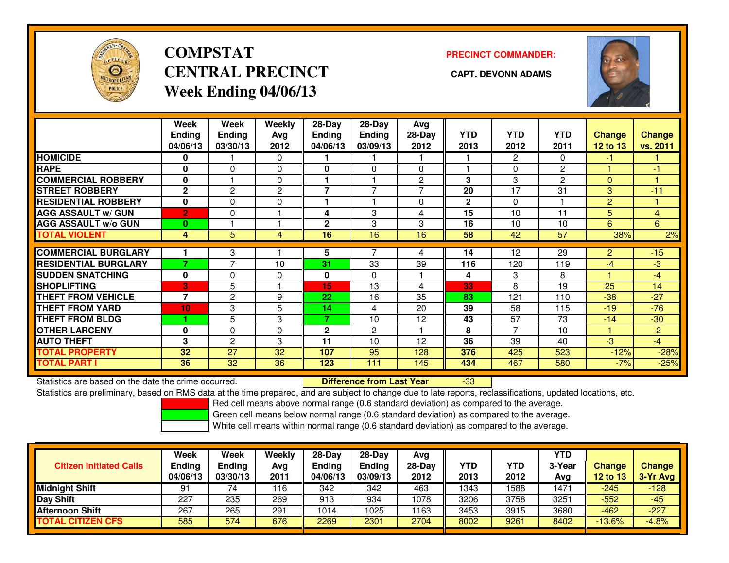# COMPSTAT
# CENTRAL PRECINCT
## Week Ending 04/06/13

**PRECINCT COMMANDER:**

**CAPT. DEVONN ADAMS**

| | Week Ending 04/06/13 | Week Ending 03/30/13 | Weekly Avg 2012 | 28-Day Ending 04/06/13 | 28-Day Ending 03/09/13 | Avg 28-Day 2012 | YTD 2013 | YTD 2012 | YTD 2011 | Change 12 to 13 | Change vs. 2011 |
|---|---|---|---|---|---|---|---|---|---|---|---|
| HOMICIDE | 0 | 1 | 0 | 1 | 1 | 1 | 1 | 2 | 0 | -1 | 1 |
| RAPE | 0 | 0 | 0 | 0 | 0 | 0 | 1 | 0 | 2 | 1 | -1 |
| COMMERCIAL ROBBERY | 0 | 1 | 0 | 1 | 1 | 2 | 3 | 3 | 2 | 0 | 1 |
| STREET ROBBERY | 2 | 2 | 2 | 7 | 7 | 7 | 20 | 17 | 31 | 3 | -11 |
| RESIDENTIAL ROBBERY | 0 | 0 | 0 | 1 | 1 | 0 | 2 | 0 | 1 | 2 | 1 |
| AGG ASSAULT w/ GUN | 2 | 0 | 1 | 4 | 3 | 4 | 15 | 10 | 11 | 5 | 4 |
| AGG ASSAULT w/o GUN | 0 | 1 | 1 | 2 | 3 | 3 | 16 | 10 | 10 | 6 | 6 |
| TOTAL VIOLENT | 4 | 5 | 4 | 16 | 16 | 16 | 58 | 42 | 57 | 38% | 2% |
| COMMERCIAL BURGLARY | 1 | 3 | 1 | 5 | 7 | 4 | 14 | 12 | 29 | 2 | -15 |
| RESIDENTIAL BURGLARY | 7 | 7 | 10 | 31 | 33 | 39 | 116 | 120 | 119 | -4 | -3 |
| SUDDEN SNATCHING | 0 | 0 | 0 | 0 | 0 | 1 | 4 | 3 | 8 | 1 | -4 |
| SHOPLIFTING | 3 | 5 | 1 | 15 | 13 | 4 | 33 | 8 | 19 | 25 | 14 |
| THEFT FROM VEHICLE | 7 | 2 | 9 | 22 | 16 | 35 | 83 | 121 | 110 | -38 | -27 |
| THEFT FROM YARD | 10 | 3 | 5 | 14 | 4 | 20 | 39 | 58 | 115 | -19 | -76 |
| THEFT FROM BLDG | 1 | 5 | 3 | 7 | 10 | 12 | 43 | 57 | 73 | -14 | -30 |
| OTHER LARCENY | 0 | 0 | 0 | 2 | 2 | 1 | 8 | 7 | 10 | 1 | -2 |
| AUTO THEFT | 3 | 2 | 3 | 11 | 10 | 12 | 36 | 39 | 40 | -3 | -4 |
| TOTAL PROPERTY | 32 | 27 | 32 | 107 | 95 | 128 | 376 | 425 | 523 | -12% | -28% |
| TOTAL PART I | 36 | 32 | 36 | 123 | 111 | 145 | 434 | 467 | 580 | -7% | -25% |

Statistics are based on the date the crime occurred. **Difference from Last Year** -33

Statistics are preliminary, based on RMS data at the time prepared, and are subject to change due to late reports, reclassifications, updated locations, etc.

Red cell means above normal range (0.6 standard deviation) as compared to the average.
Green cell means below normal range (0.6 standard deviation) as compared to the average.
White cell means within normal range (0.6 standard deviation) as compared to the average.

| Citizen Initiated Calls | Week Ending 04/06/13 | Week Ending 03/30/13 | Weekly Avg 2011 | 28-Day Ending 04/06/13 | 28-Day Ending 03/09/13 | Avg 28-Day 2012 | YTD 2013 | YTD 2012 | YTD 3-Year Avg | Change 12 to 13 | Change 3-Yr Avg |
|---|---|---|---|---|---|---|---|---|---|---|---|
| Midnight Shift | 91 | 74 | 116 | 342 | 342 | 463 | 1343 | 1588 | 1471 | -245 | -128 |
| Day Shift | 227 | 235 | 269 | 913 | 934 | 1078 | 3206 | 3758 | 3251 | -552 | -45 |
| Afternoon Shift | 267 | 265 | 291 | 1014 | 1025 | 1163 | 3453 | 3915 | 3680 | -462 | -227 |
| TOTAL CITIZEN CFS | 585 | 574 | 676 | 2269 | 2301 | 2704 | 8002 | 9261 | 8402 | -13.6% | -4.8% |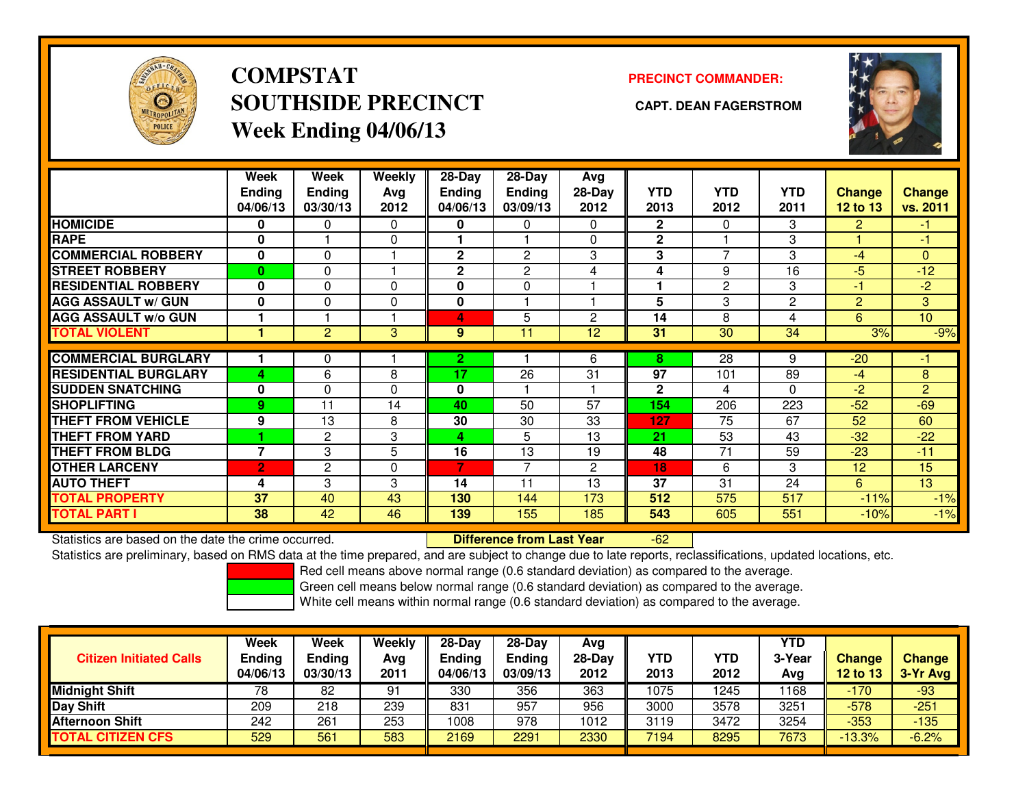# COMPSTAT
# SOUTHSIDE PRECINCT
## Week Ending 04/06/13

**PRECINCT COMMANDER:**

**CAPT. DEAN FAGERSTROM**

| | Week Ending 04/06/13 | Week Ending 03/30/13 | Weekly Avg 2012 | 28-Day Ending 04/06/13 | 28-Day Ending 03/09/13 | Avg 28-Day 2012 | YTD 2013 | YTD 2012 | YTD 2011 | Change 12 to 13 | Change vs. 2011 |
|---|---|---|---|---|---|---|---|---|---|---|---|
| HOMICIDE | 0 | 0 | 0 | 0 | 0 | 0 | 2 | 0 | 3 | 2 | -1 |
| RAPE | 0 | 1 | 0 | 1 | 1 | 0 | 2 | 1 | 3 | 1 | -1 |
| COMMERCIAL ROBBERY | 0 | 0 | 1 | 2 | 2 | 3 | 3 | 7 | 3 | -4 | 0 |
| STREET ROBBERY | 0 | 0 | 1 | 2 | 2 | 4 | 4 | 9 | 16 | -5 | -12 |
| RESIDENTIAL ROBBERY | 0 | 0 | 0 | 0 | 0 | 1 | 1 | 2 | 3 | -1 | -2 |
| AGG ASSAULT w/ GUN | 0 | 0 | 0 | 0 | 1 | 1 | 5 | 3 | 2 | 2 | 3 |
| AGG ASSAULT w/o GUN | 1 | 1 | 1 | 4 | 5 | 2 | 14 | 8 | 4 | 6 | 10 |
| TOTAL VIOLENT | 1 | 2 | 3 | 9 | 11 | 12 | 31 | 30 | 34 | 3% | -9% |
| COMMERCIAL BURGLARY | 1 | 0 | 1 | 2 | 1 | 6 | 8 | 28 | 9 | -20 | -1 |
| RESIDENTIAL BURGLARY | 4 | 6 | 8 | 17 | 26 | 31 | 97 | 101 | 89 | -4 | 8 |
| SUDDEN SNATCHING | 0 | 0 | 0 | 0 | 1 | 1 | 2 | 4 | 0 | -2 | 2 |
| SHOPLIFTING | 9 | 11 | 14 | 40 | 50 | 57 | 154 | 206 | 223 | -52 | -69 |
| THEFT FROM VEHICLE | 9 | 13 | 8 | 30 | 30 | 33 | 127 | 75 | 67 | 52 | 60 |
| THEFT FROM YARD | 1 | 2 | 3 | 4 | 5 | 13 | 21 | 53 | 43 | -32 | -22 |
| THEFT FROM BLDG | 7 | 3 | 5 | 16 | 13 | 19 | 48 | 71 | 59 | -23 | -11 |
| OTHER LARCENY | 2 | 2 | 0 | 7 | 7 | 2 | 18 | 6 | 3 | 12 | 15 |
| AUTO THEFT | 4 | 3 | 3 | 14 | 11 | 13 | 37 | 31 | 24 | 6 | 13 |
| TOTAL PROPERTY | 37 | 40 | 43 | 130 | 144 | 173 | 512 | 575 | 517 | -11% | -1% |
| TOTAL PART I | 38 | 42 | 46 | 139 | 155 | 185 | 543 | 605 | 551 | -10% | -1% |

Statistics are based on the date the crime occurred. **Difference from Last Year** -62

Statistics are preliminary, based on RMS data at the time prepared, and are subject to change due to late reports, reclassifications, updated locations, etc.

Red cell means above normal range (0.6 standard deviation) as compared to the average.
Green cell means below normal range (0.6 standard deviation) as compared to the average.
White cell means within normal range (0.6 standard deviation) as compared to the average.

| Citizen Initiated Calls | Week Ending 04/06/13 | Week Ending 03/30/13 | Weekly Avg 2011 | 28-Day Ending 04/06/13 | 28-Day Ending 03/09/13 | Avg 28-Day 2012 | YTD 2013 | YTD 2012 | YTD 3-Year Avg | Change 12 to 13 | Change 3-Yr Avg |
|---|---|---|---|---|---|---|---|---|---|---|---|
| Midnight Shift | 78 | 82 | 91 | 330 | 356 | 363 | 1075 | 1245 | 1168 | -170 | -93 |
| Day Shift | 209 | 218 | 239 | 831 | 957 | 956 | 3000 | 3578 | 3251 | -578 | -251 |
| Afternoon Shift | 242 | 261 | 253 | 1008 | 978 | 1012 | 3119 | 3472 | 3254 | -353 | -135 |
| TOTAL CITIZEN CFS | 529 | 561 | 583 | 2169 | 2291 | 2330 | 7194 | 8295 | 7673 | -13.3% | -6.2% |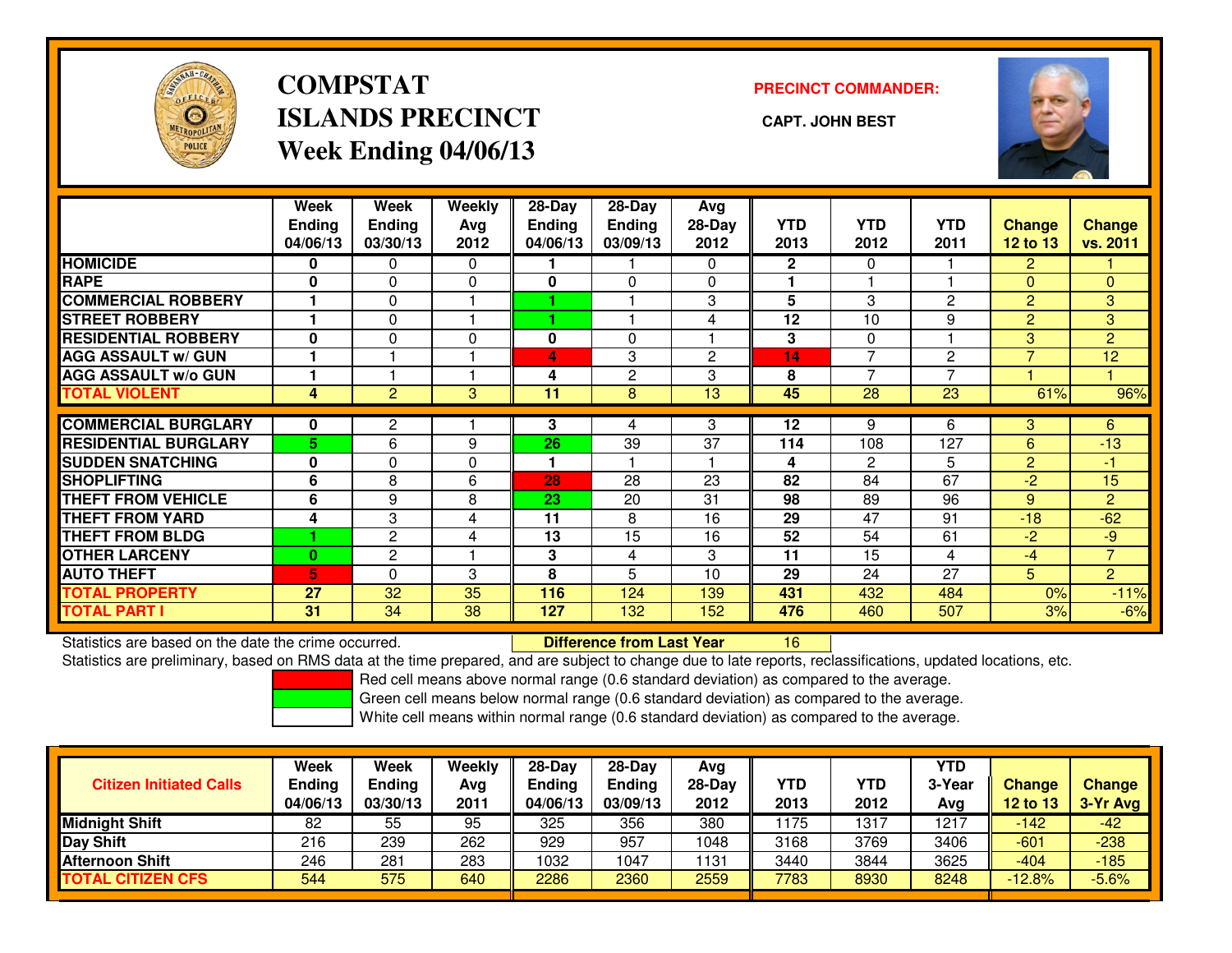# COMPSTAT
# ISLANDS PRECINCT
# Week Ending 04/06/13

**PRECINCT COMMANDER:**

**CAPT. JOHN BEST**

| | Week Ending 04/06/13 | Week Ending 03/30/13 | Weekly Avg 2012 | 28-Day Ending 04/06/13 | 28-Day Ending 03/09/13 | Avg 28-Day 2012 | YTD 2013 | YTD 2012 | YTD 2011 | Change 12 to 13 | Change vs. 2011 |
|---|---|---|---|---|---|---|---|---|---|---|---|
| HOMICIDE | 0 | 0 | 0 | 1 | 1 | 0 | 2 | 0 | 1 | 2 | 1 |
| RAPE | 0 | 0 | 0 | 0 | 0 | 0 | 1 | 1 | 1 | 0 | 0 |
| COMMERCIAL ROBBERY | 1 | 0 | 1 | 1 | 1 | 3 | 5 | 3 | 2 | 2 | 3 |
| STREET ROBBERY | 1 | 0 | 1 | 1 | 1 | 4 | 12 | 10 | 9 | 2 | 3 |
| RESIDENTIAL ROBBERY | 0 | 0 | 0 | 0 | 0 | 1 | 3 | 0 | 1 | 3 | 2 |
| AGG ASSAULT w/ GUN | 1 | 1 | 1 | 4 | 3 | 2 | 14 | 7 | 2 | 7 | 12 |
| AGG ASSAULT w/o GUN | 1 | 1 | 1 | 4 | 2 | 3 | 8 | 7 | 7 | 1 | 1 |
| TOTAL VIOLENT | 4 | 2 | 3 | 11 | 8 | 13 | 45 | 28 | 23 | 61% | 96% |
| COMMERCIAL BURGLARY | 0 | 2 | 1 | 3 | 4 | 3 | 12 | 9 | 6 | 3 | 6 |
| RESIDENTIAL BURGLARY | 5 | 6 | 9 | 26 | 39 | 37 | 114 | 108 | 127 | 6 | -13 |
| SUDDEN SNATCHING | 0 | 0 | 0 | 1 | 1 | 1 | 4 | 2 | 5 | 2 | -1 |
| SHOPLIFTING | 6 | 8 | 6 | 28 | 28 | 23 | 82 | 84 | 67 | -2 | 15 |
| THEFT FROM VEHICLE | 6 | 9 | 8 | 23 | 20 | 31 | 98 | 89 | 96 | 9 | 2 |
| THEFT FROM YARD | 4 | 3 | 4 | 11 | 8 | 16 | 29 | 47 | 91 | -18 | -62 |
| THEFT FROM BLDG | 1 | 2 | 4 | 13 | 15 | 16 | 52 | 54 | 61 | -2 | -9 |
| OTHER LARCENY | 0 | 2 | 1 | 3 | 4 | 3 | 11 | 15 | 4 | -4 | 7 |
| AUTO THEFT | 5 | 0 | 3 | 8 | 5 | 10 | 29 | 24 | 27 | 5 | 2 |
| TOTAL PROPERTY | 27 | 32 | 35 | 116 | 124 | 139 | 431 | 432 | 484 | 0% | -11% |
| TOTAL PART I | 31 | 34 | 38 | 127 | 132 | 152 | 476 | 460 | 507 | 3% | -6% |

Statistics are based on the date the crime occurred. **Difference from Last Year** 16

Statistics are preliminary, based on RMS data at the time prepared, and are subject to change due to late reports, reclassifications, updated locations, etc.

Red cell means above normal range (0.6 standard deviation) as compared to the average.

Green cell means below normal range (0.6 standard deviation) as compared to the average.

White cell means within normal range (0.6 standard deviation) as compared to the average.

| Citizen Initiated Calls | Week Ending 04/06/13 | Week Ending 03/30/13 | Weekly Avg 2011 | 28-Day Ending 04/06/13 | 28-Day Ending 03/09/13 | Avg 28-Day 2012 | YTD 2013 | YTD 2012 | YTD 3-Year Avg | Change 12 to 13 | Change 3-Yr Avg |
|---|---|---|---|---|---|---|---|---|---|---|---|
| Midnight Shift | 82 | 55 | 95 | 325 | 356 | 380 | 1175 | 1317 | 1217 | -142 | -42 |
| Day Shift | 216 | 239 | 262 | 929 | 957 | 1048 | 3168 | 3769 | 3406 | -601 | -238 |
| Afternoon Shift | 246 | 281 | 283 | 1032 | 1047 | 1131 | 3440 | 3844 | 3625 | -404 | -185 |
| TOTAL CITIZEN CFS | 544 | 575 | 640 | 2286 | 2360 | 2559 | 7783 | 8930 | 8248 | -12.8% | -5.6% |